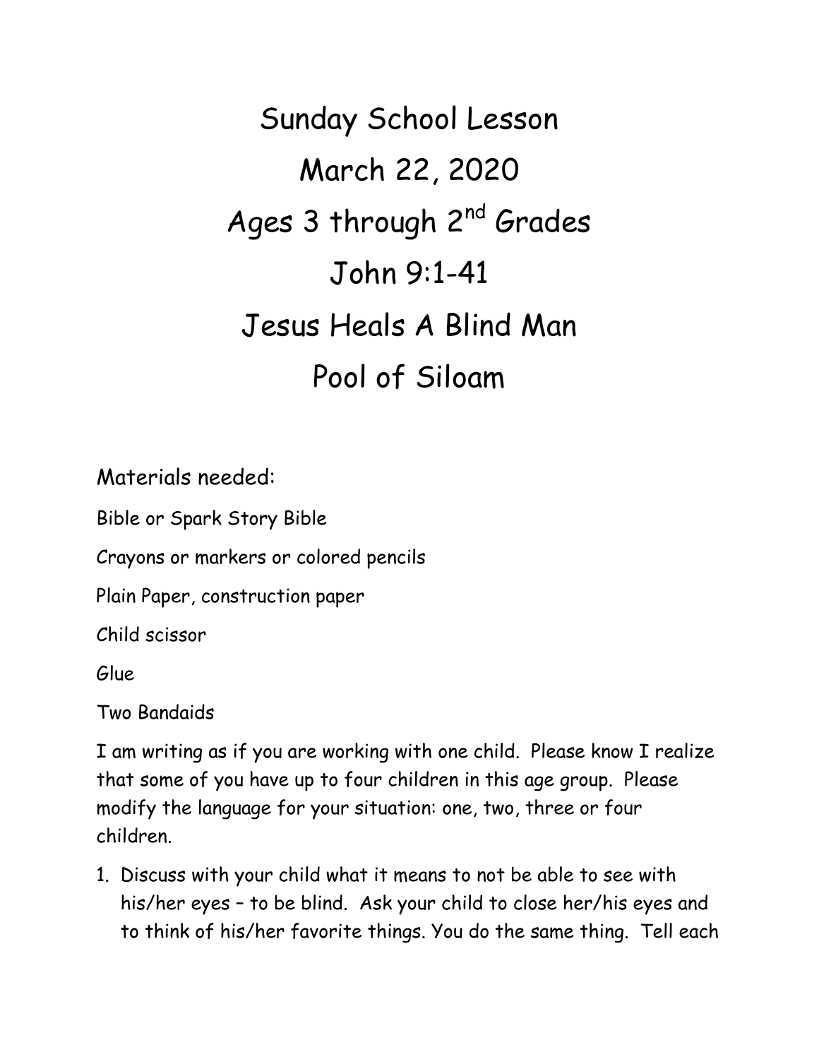# Sunday School Lesson

# March 22, 2020

# Ages 3 through 2nd Grades

# John 9:1-41

# Jesus Heals A Blind Man

# Pool of Siloam

Materials needed:

Bible or Spark Story Bible

Crayons or markers or colored pencils

Plain Paper, construction paper

Child scissor

Glue

Two Bandaids

I am writing as if you are working with one child. Please know I realize that some of you have up to four children in this age group. Please modify the language for your situation: one, two, three or four children.

1. Discuss with your child what it means to not be able to see with his/her eyes – to be blind. Ask your child to close her/his eyes and to think of his/her favorite things. You do the same thing. Tell each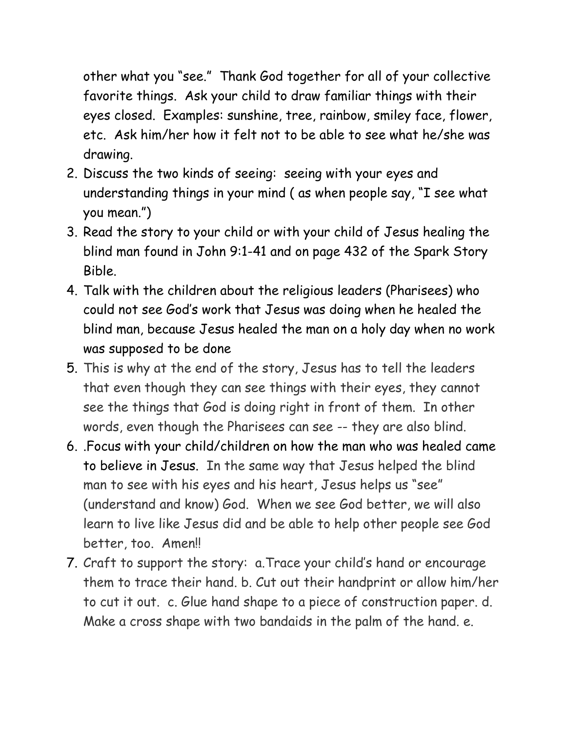other what you "see." Thank God together for all of your collective favorite things. Ask your child to draw familiar things with their eyes closed. Examples: sunshine, tree, rainbow, smiley face, flower, etc. Ask him/her how it felt not to be able to see what he/she was drawing.

2. Discuss the two kinds of seeing: seeing with your eyes and understanding things in your mind ( as when people say, "I see what you mean.")
3. Read the story to your child or with your child of Jesus healing the blind man found in John 9:1-41 and on page 432 of the Spark Story Bible.
4. Talk with the children about the religious leaders (Pharisees) who could not see God's work that Jesus was doing when he healed the blind man, because Jesus healed the man on a holy day when no work was supposed to be done
5. This is why at the end of the story, Jesus has to tell the leaders that even though they can see things with their eyes, they cannot see the things that God is doing right in front of them. In other words, even though the Pharisees can see -- they are also blind.
6. .Focus with your child/children on how the man who was healed came to believe in Jesus. In the same way that Jesus helped the blind man to see with his eyes and his heart, Jesus helps us "see" (understand and know) God. When we see God better, we will also learn to live like Jesus did and be able to help other people see God better, too. Amen!!
7. Craft to support the story: a.Trace your child's hand or encourage them to trace their hand. b. Cut out their handprint or allow him/her to cut it out. c. Glue hand shape to a piece of construction paper. d. Make a cross shape with two bandaids in the palm of the hand. e.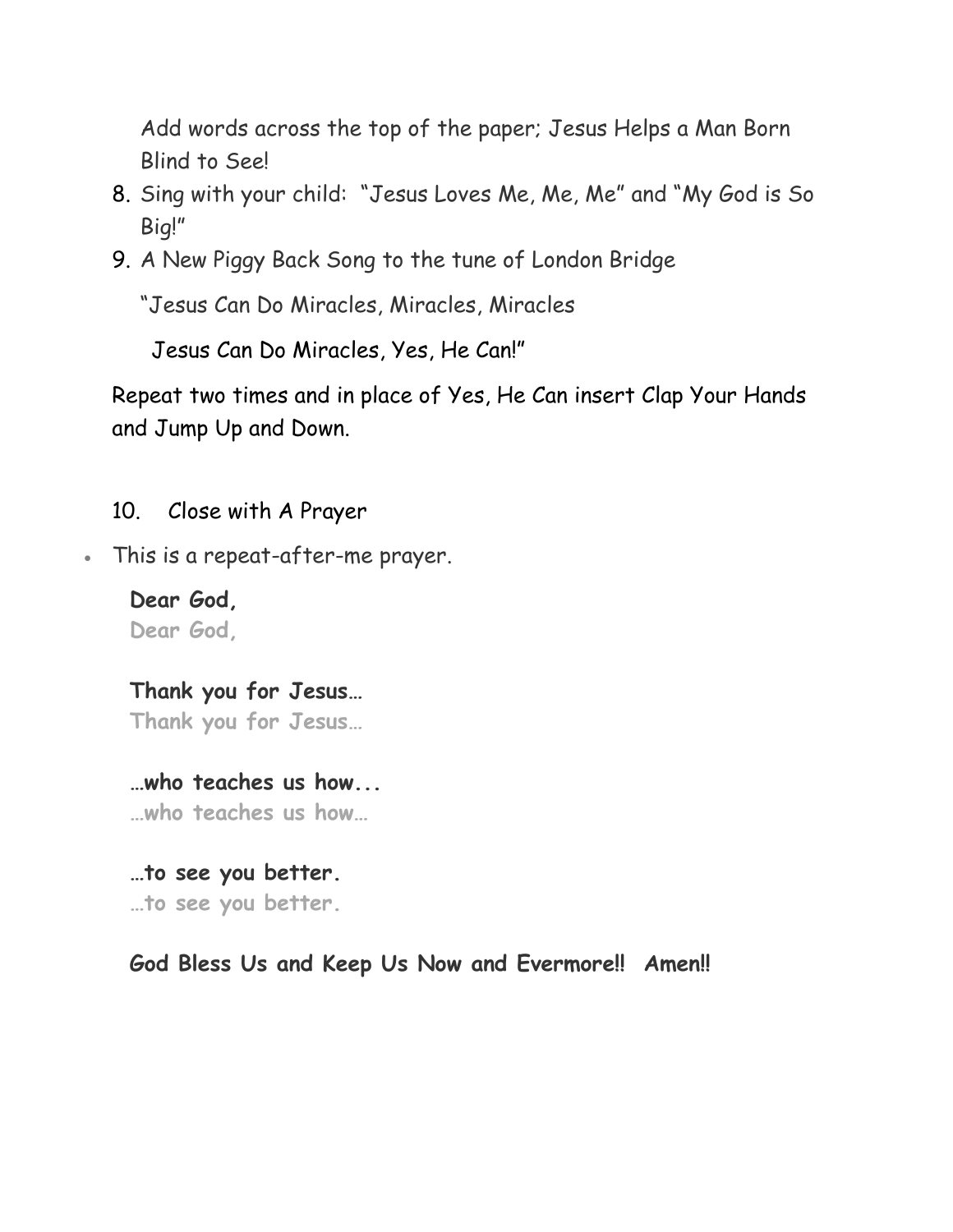Add words across the top of the paper; Jesus Helps a Man Born Blind to See!

8. Sing with your child: "Jesus Loves Me, Me, Me" and "My God is So Big!"
9. A New Piggy Back Song to the tune of London Bridge

   "Jesus Can Do Miracles, Miracles, Miracles

   Jesus Can Do Miracles, Yes, He Can!"

Repeat two times and in place of Yes, He Can insert Clap Your Hands and Jump Up and Down.

10. Close with A Prayer

- This is a repeat-after-me prayer.

**Dear God,**
**Dear God,**

**Thank you for Jesus…**
**Thank you for Jesus…**

**…who teaches us how...**
**…who teaches us how…**

**…to see you better.**
**…to see you better.**

**God Bless Us and Keep Us Now and Evermore!! Amen!!**